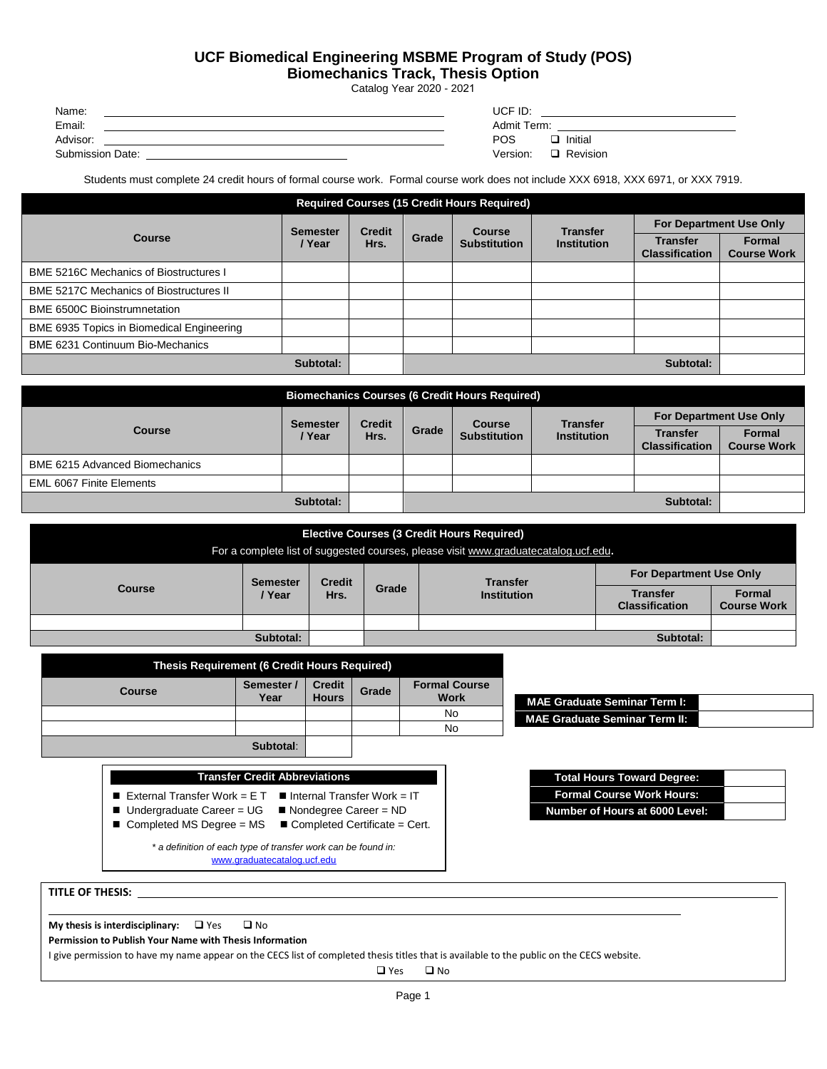# UCF Biomedical Engineering MSBME Program of Study (POS)
## Biomechanics Track, Thesis Option

Catalog Year 2020 - 2021

Name: ______________________________ UCF ID: ______________________________

Email: ______________________________ Admit Term: ______________________________

Advisor: ______________________________ POS Version: ❑ Initial ❑ Revision

Submission Date: ______________________________

Students must complete 24 credit hours of formal course work. Formal course work does not include XXX 6918, XXX 6971, or XXX 7919.

**Required Courses (15 Credit Hours Required)**

| Course | Semester / Year | Credit Hrs. | Grade | Course Substitution | Transfer Institution | For Department Use Only | |
|---|---|---|---|---|---|---|---|
| | | | | | | Transfer Classification | Formal Course Work |
| BME 5216C Mechanics of Biostructures I | | | | | | | |
| BME 5217C Mechanics of Biostructures II | | | | | | | |
| BME 6500C Bioinstrumnetation | | | | | | | |
| BME 6935 Topics in Biomedical Engineering | | | | | | | |
| BME 6231 Continuum Bio-Mechanics | | | | | | | |
| Subtotal: | | | | | | Subtotal: | |

**Biomechanics Courses (6 Credit Hours Required)**

| Course | Semester / Year | Credit Hrs. | Grade | Course Substitution | Transfer Institution | For Department Use Only | |
|---|---|---|---|---|---|---|---|
| | | | | | | Transfer Classification | Formal Course Work |
| BME 6215 Advanced Biomechanics | | | | | | | |
| EML 6067 Finite Elements | | | | | | | |
| Subtotal: | | | | | | Subtotal: | |

**Elective Courses (3 Credit Hours Required)**

For a complete list of suggested courses, please visit www.graduatecatalog.ucf.edu.

| Course | Semester / Year | Credit Hrs. | Grade | Transfer Institution | For Department Use Only | |
|---|---|---|---|---|---|---|
| | | | | | Transfer Classification | Formal Course Work |
| | | | | | | |
| Subtotal: | | | | | Subtotal: | |

**Thesis Requirement (6 Credit Hours Required)**

| Course | Semester / Year | Credit Hours | Grade | Formal Course Work |
|---|---|---|---|---|
| | | | | No |
| | | | | No |
| Subtotal: | | | | |

| MAE Graduate Seminar Term I: | |
|---|---|
| MAE Graduate Seminar Term II: | |

**Transfer Credit Abbreviations**

- External Transfer Work = E T
- Internal Transfer Work = IT
- Undergraduate Career = UG
- Nondegree Career = ND
- Completed MS Degree = MS
- Completed Certificate = Cert.

*\* a definition of each type of transfer work can be found in:* www.graduatecatalog.ucf.edu

| Total Hours Toward Degree: | |
|---|---|
| Formal Course Work Hours: | |
| Number of Hours at 6000 Level: | |

**TITLE OF THESIS:** ______________________________

**My thesis is interdisciplinary:** ❑ Yes ❑ No

**Permission to Publish Your Name with Thesis Information**

I give permission to have my name appear on the CECS list of completed thesis titles that is available to the public on the CECS website.

❑ Yes ❑ No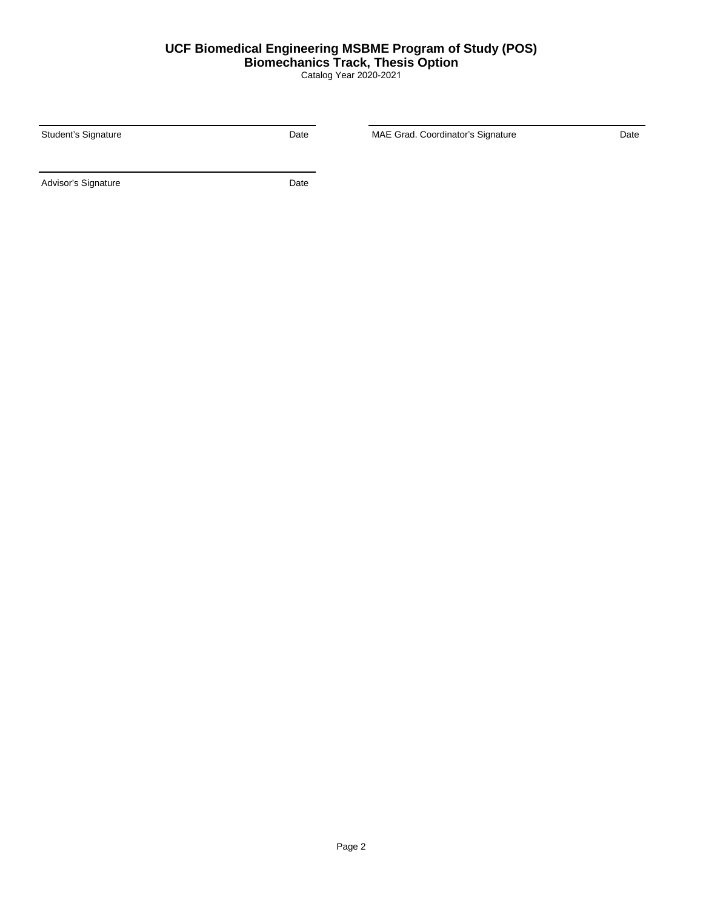**UCF Biomedical Engineering MSBME Program of Study (POS)**
**Biomechanics Track, Thesis Option**
Catalog Year 2020-2021

| | | | |
|---|---|---|---|
| Student's Signature | Date | MAE Grad. Coordinator's Signature | Date |
| Advisor's Signature | Date | | |